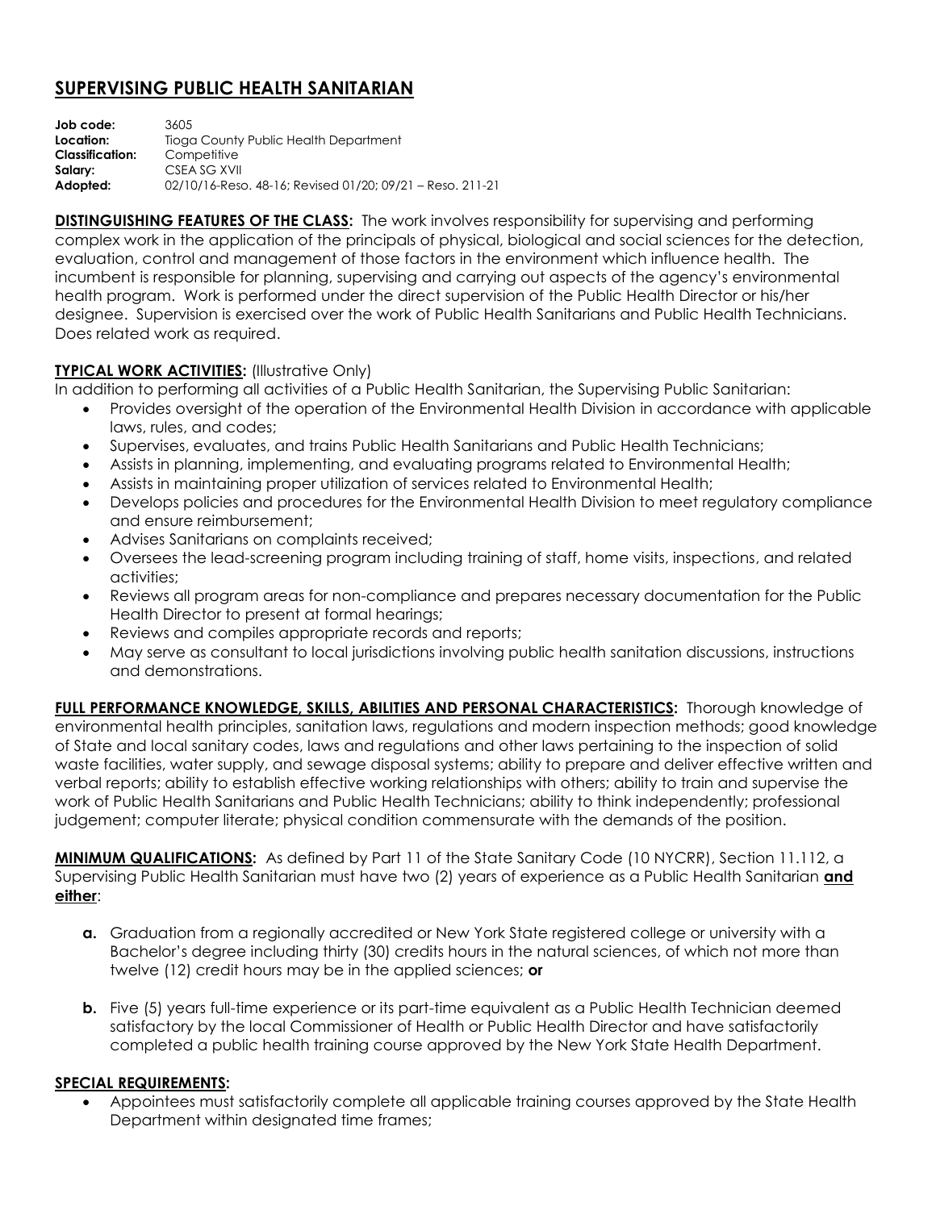# SUPERVISING PUBLIC HEALTH SANITARIAN

**Job code:** 3605
**Location:** Tioga County Public Health Department
**Classification:** Competitive
**Salary:** CSEA SG XVII
**Adopted:** 02/10/16-Reso. 48-16; Revised 01/20; 09/21 – Reso. 211-21

**DISTINGUISHING FEATURES OF THE CLASS:** The work involves responsibility for supervising and performing complex work in the application of the principals of physical, biological and social sciences for the detection, evaluation, control and management of those factors in the environment which influence health. The incumbent is responsible for planning, supervising and carrying out aspects of the agency's environmental health program. Work is performed under the direct supervision of the Public Health Director or his/her designee. Supervision is exercised over the work of Public Health Sanitarians and Public Health Technicians. Does related work as required.

**TYPICAL WORK ACTIVITIES:** (Illustrative Only)
In addition to performing all activities of a Public Health Sanitarian, the Supervising Public Sanitarian:

- Provides oversight of the operation of the Environmental Health Division in accordance with applicable laws, rules, and codes;
- Supervises, evaluates, and trains Public Health Sanitarians and Public Health Technicians;
- Assists in planning, implementing, and evaluating programs related to Environmental Health;
- Assists in maintaining proper utilization of services related to Environmental Health;
- Develops policies and procedures for the Environmental Health Division to meet regulatory compliance and ensure reimbursement;
- Advises Sanitarians on complaints received;
- Oversees the lead-screening program including training of staff, home visits, inspections, and related activities;
- Reviews all program areas for non-compliance and prepares necessary documentation for the Public Health Director to present at formal hearings;
- Reviews and compiles appropriate records and reports;
- May serve as consultant to local jurisdictions involving public health sanitation discussions, instructions and demonstrations.

**FULL PERFORMANCE KNOWLEDGE, SKILLS, ABILITIES AND PERSONAL CHARACTERISTICS:** Thorough knowledge of environmental health principles, sanitation laws, regulations and modern inspection methods; good knowledge of State and local sanitary codes, laws and regulations and other laws pertaining to the inspection of solid waste facilities, water supply, and sewage disposal systems; ability to prepare and deliver effective written and verbal reports; ability to establish effective working relationships with others; ability to train and supervise the work of Public Health Sanitarians and Public Health Technicians; ability to think independently; professional judgement; computer literate; physical condition commensurate with the demands of the position.

**MINIMUM QUALIFICATIONS:** As defined by Part 11 of the State Sanitary Code (10 NYCRR), Section 11.112, a Supervising Public Health Sanitarian must have two (2) years of experience as a Public Health Sanitarian **and either**:

**a.** Graduation from a regionally accredited or New York State registered college or university with a Bachelor's degree including thirty (30) credits hours in the natural sciences, of which not more than twelve (12) credit hours may be in the applied sciences; **or**

**b.** Five (5) years full-time experience or its part-time equivalent as a Public Health Technician deemed satisfactory by the local Commissioner of Health or Public Health Director and have satisfactorily completed a public health training course approved by the New York State Health Department.

**SPECIAL REQUIREMENTS:**

- Appointees must satisfactorily complete all applicable training courses approved by the State Health Department within designated time frames;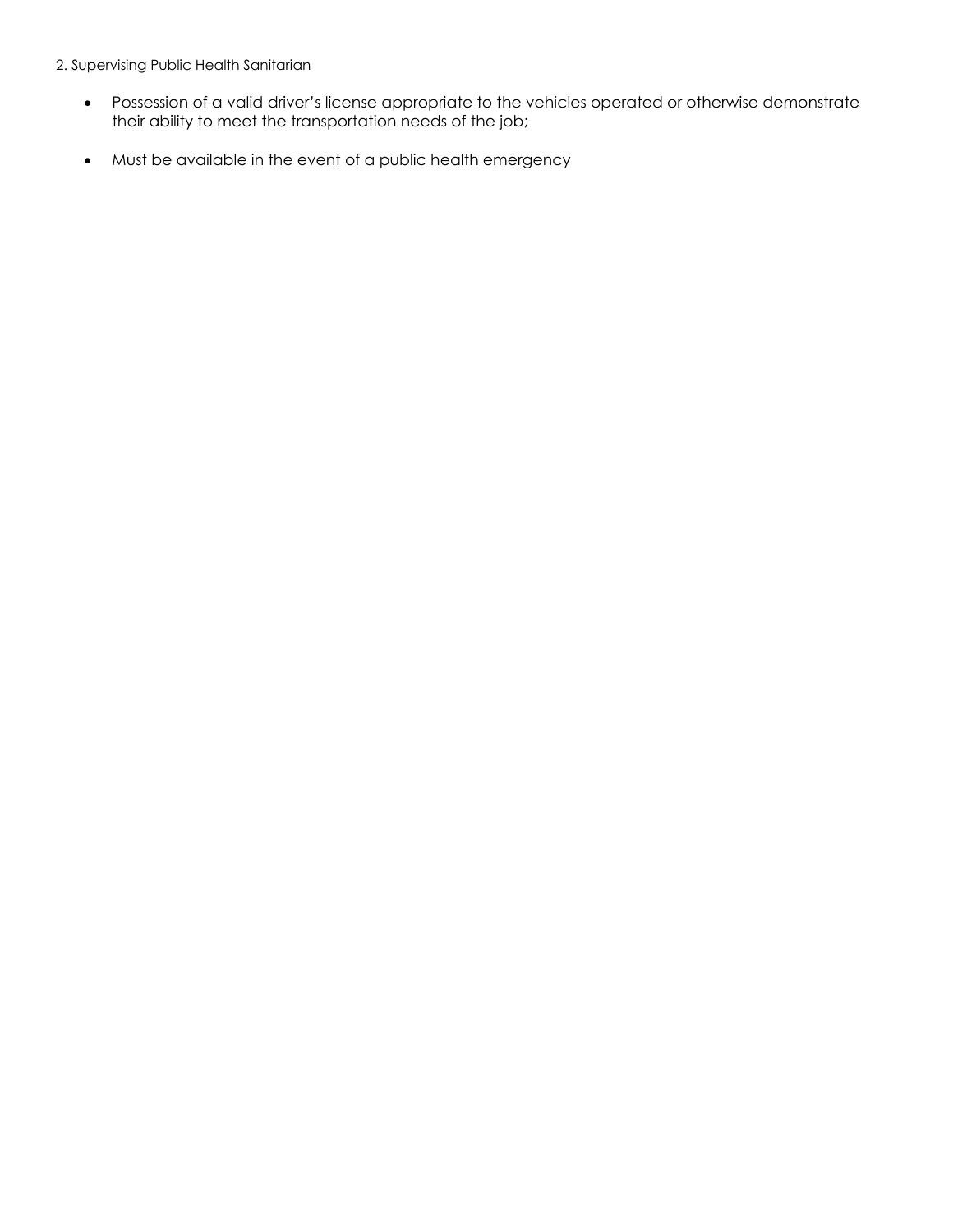2. Supervising Public Health Sanitarian

- Possession of a valid driver's license appropriate to the vehicles operated or otherwise demonstrate their ability to meet the transportation needs of the job;
- Must be available in the event of a public health emergency